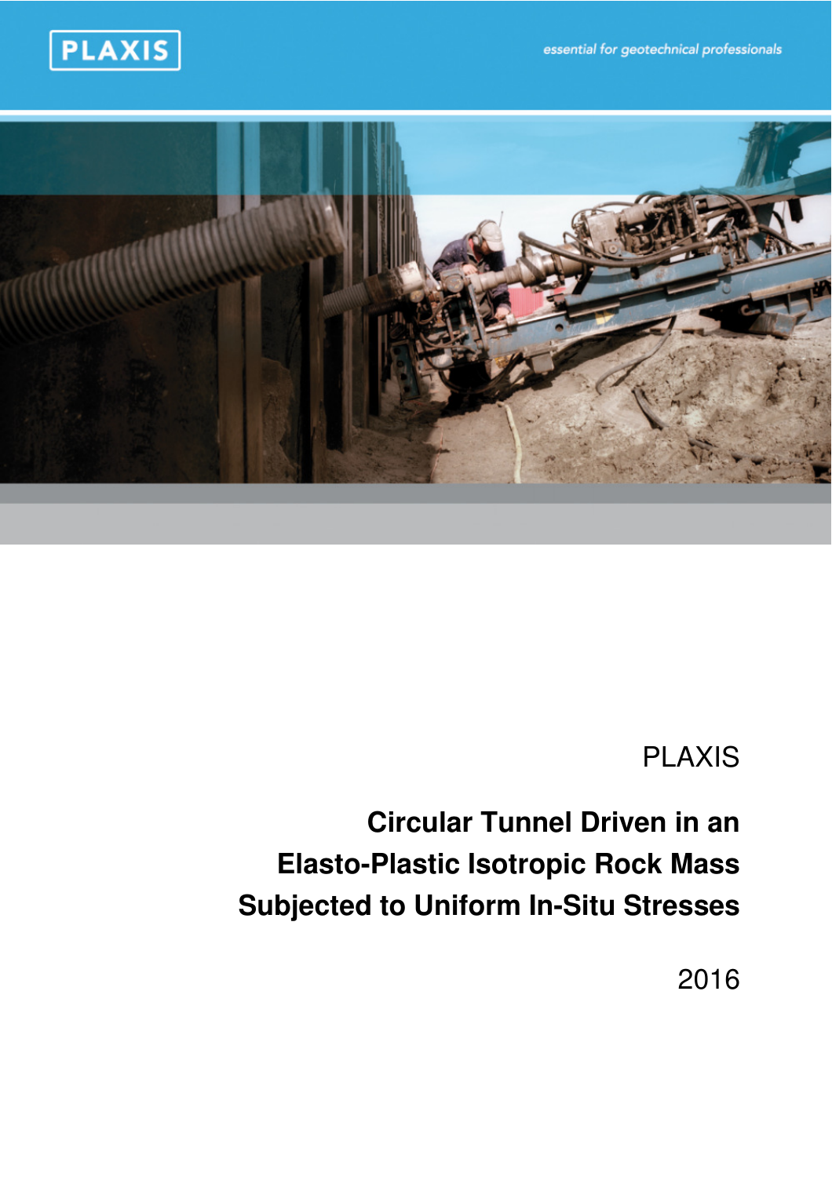PLAXIS

essential for geotechnical professionals

PLAXIS

# Circular Tunnel Driven in an Elasto-Plastic Isotropic Rock Mass Subjected to Uniform In-Situ Stresses

2016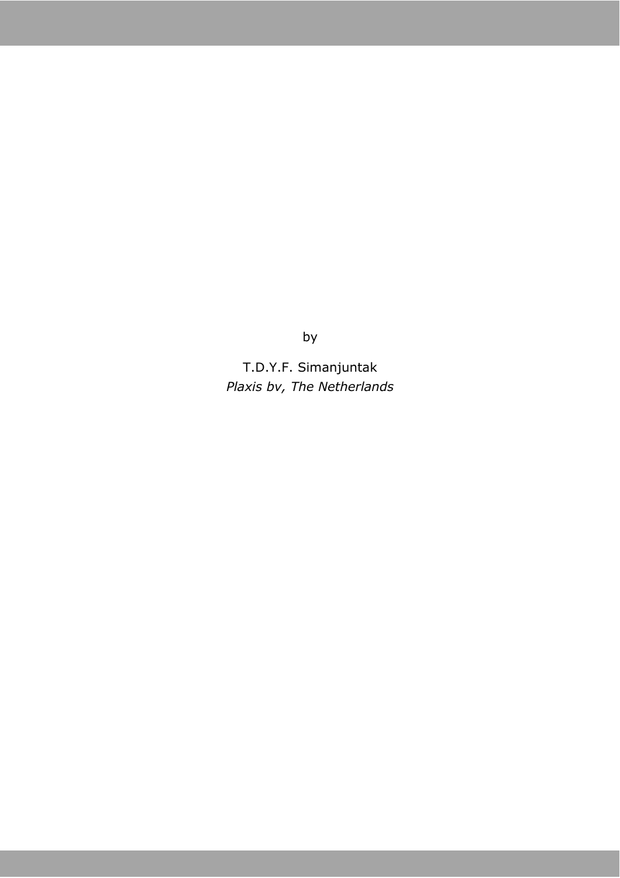by

T.D.Y.F. Simanjuntak

*Plaxis bv, The Netherlands*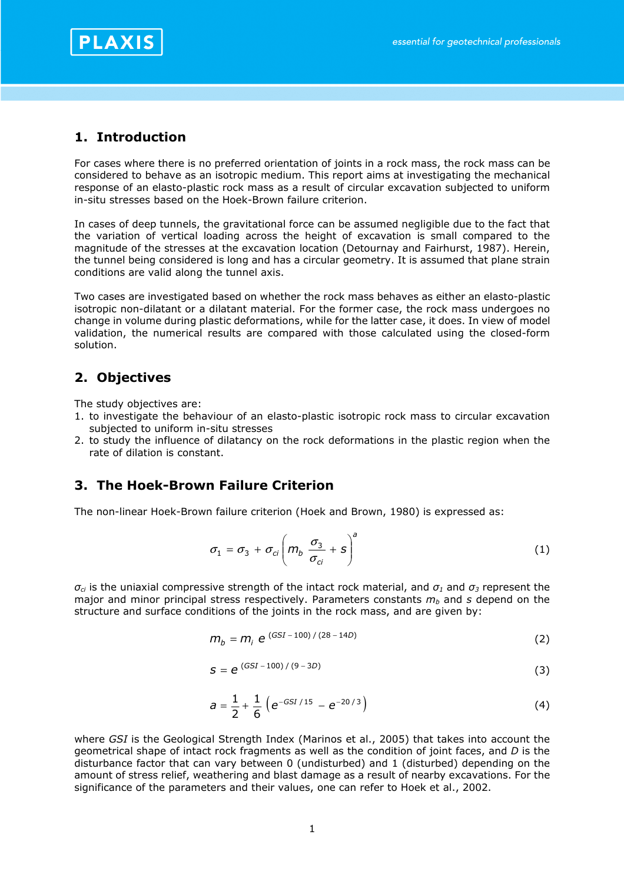## 1. Introduction

For cases where there is no preferred orientation of joints in a rock mass, the rock mass can be considered to behave as an isotropic medium. This report aims at investigating the mechanical response of an elasto-plastic rock mass as a result of circular excavation subjected to uniform in-situ stresses based on the Hoek-Brown failure criterion.

In cases of deep tunnels, the gravitational force can be assumed negligible due to the fact that the variation of vertical loading across the height of excavation is small compared to the magnitude of the stresses at the excavation location (Detournay and Fairhurst, 1987). Herein, the tunnel being considered is long and has a circular geometry. It is assumed that plane strain conditions are valid along the tunnel axis.

Two cases are investigated based on whether the rock mass behaves as either an elasto-plastic isotropic non-dilatant or a dilatant material. For the former case, the rock mass undergoes no change in volume during plastic deformations, while for the latter case, it does. In view of model validation, the numerical results are compared with those calculated using the closed-form solution.

## 2. Objectives

The study objectives are:

1. to investigate the behaviour of an elasto-plastic isotropic rock mass to circular excavation subjected to uniform in-situ stresses
2. to study the influence of dilatancy on the rock deformations in the plastic region when the rate of dilation is constant.

## 3. The Hoek-Brown Failure Criterion

The non-linear Hoek-Brown failure criterion (Hoek and Brown, 1980) is expressed as:

$$\sigma_1 = \sigma_3 + \sigma_{ci} \left( m_b \frac{\sigma_3}{\sigma_{ci}} + s \right)^a \tag{1}$$

$\sigma_{ci}$ is the uniaxial compressive strength of the intact rock material, and $\sigma_1$ and $\sigma_3$ represent the major and minor principal stress respectively. Parameters constants $m_b$ and $s$ depend on the structure and surface conditions of the joints in the rock mass, and are given by:

$$m_b = m_i \; e^{(GSI - 100) / (28 - 14D)} \tag{2}$$

$$s = e^{(GSI - 100) / (9 - 3D)} \tag{3}$$

$$a = \frac{1}{2} + \frac{1}{6} \left( e^{-GSI / 15} - e^{-20/3} \right) \tag{4}$$

where *GSI* is the Geological Strength Index (Marinos et al., 2005) that takes into account the geometrical shape of intact rock fragments as well as the condition of joint faces, and *D* is the disturbance factor that can vary between 0 (undisturbed) and 1 (disturbed) depending on the amount of stress relief, weathering and blast damage as a result of nearby excavations. For the significance of the parameters and their values, one can refer to Hoek et al., 2002.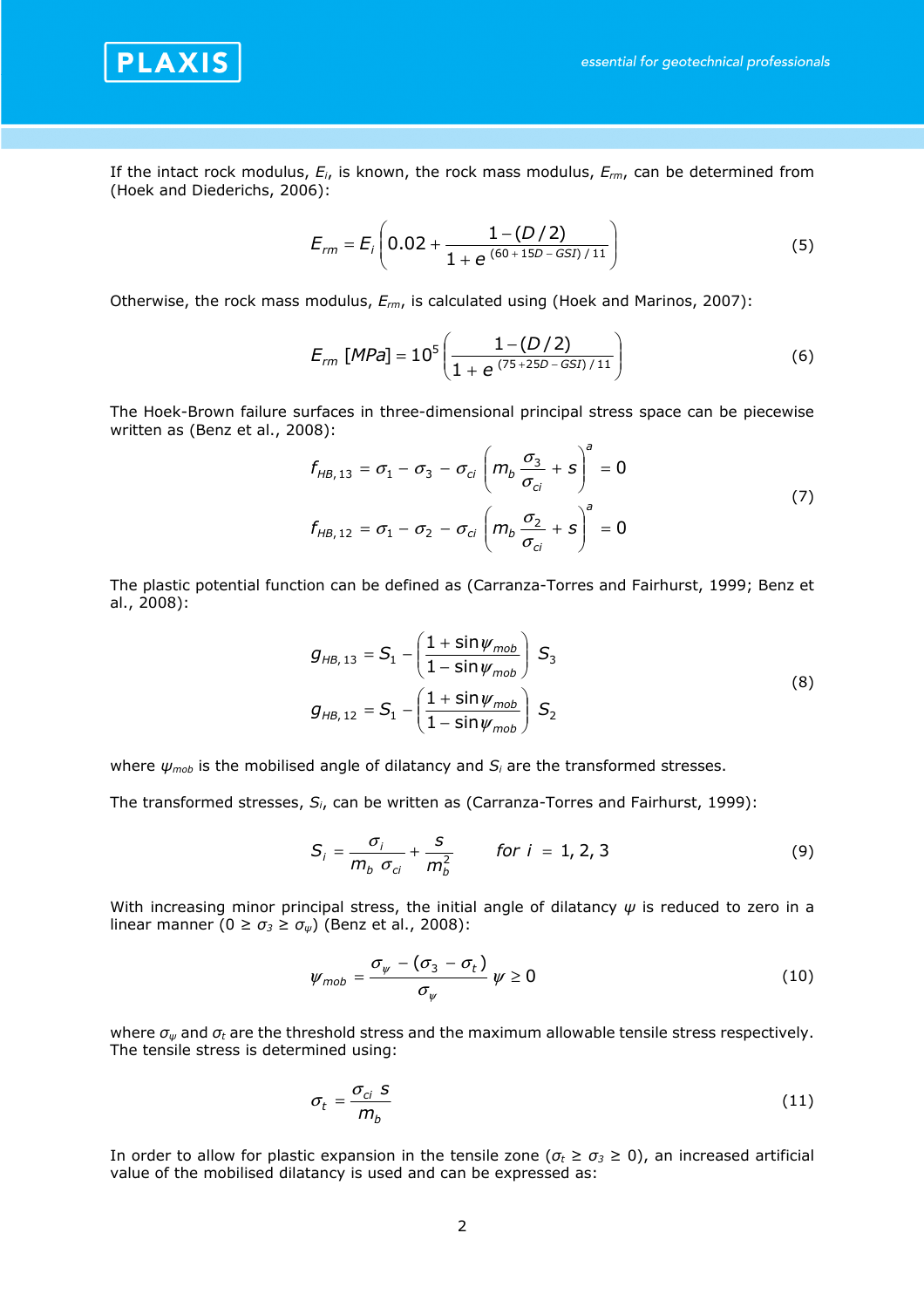If the intact rock modulus, $E_i$, is known, the rock mass modulus, $E_{rm}$, can be determined from (Hoek and Diederichs, 2006):

$$E_{rm} = E_i \left( 0.02 + \frac{1 - (D/2)}{1 + e^{(60 + 15D - GSI)/11}} \right) \tag{5}$$

Otherwise, the rock mass modulus, $E_{rm}$, is calculated using (Hoek and Marinos, 2007):

$$E_{rm}\ [MPa] = 10^5 \left( \frac{1 - (D/2)}{1 + e^{(75 + 25D - GSI)/11}} \right) \tag{6}$$

The Hoek-Brown failure surfaces in three-dimensional principal stress space can be piecewise written as (Benz et al., 2008):

$$\begin{aligned} f_{HB,13} &= \sigma_1 - \sigma_3 - \sigma_{ci} \left( m_b \frac{\sigma_3}{\sigma_{ci}} + s \right)^a = 0 \\ f_{HB,12} &= \sigma_1 - \sigma_2 - \sigma_{ci} \left( m_b \frac{\sigma_2}{\sigma_{ci}} + s \right)^a = 0 \end{aligned} \tag{7}$$

The plastic potential function can be defined as (Carranza-Torres and Fairhurst, 1999; Benz et al., 2008):

$$\begin{aligned} g_{HB,13} &= S_1 - \left( \frac{1 + \sin\psi_{mob}}{1 - \sin\psi_{mob}} \right) S_3 \\ g_{HB,12} &= S_1 - \left( \frac{1 + \sin\psi_{mob}}{1 - \sin\psi_{mob}} \right) S_2 \end{aligned} \tag{8}$$

where $\psi_{mob}$ is the mobilised angle of dilatancy and $S_i$ are the transformed stresses.

The transformed stresses, $S_i$, can be written as (Carranza-Torres and Fairhurst, 1999):

$$S_i = \frac{\sigma_i}{m_b\ \sigma_{ci}} + \frac{s}{m_b^2} \qquad for\ i = 1, 2, 3 \tag{9}$$

With increasing minor principal stress, the initial angle of dilatancy $\psi$ is reduced to zero in a linear manner ($0 \geq \sigma_3 \geq \sigma_\psi$) (Benz et al., 2008):

$$\psi_{mob} = \frac{\sigma_\psi - (\sigma_3 - \sigma_t)}{\sigma_\psi} \psi \geq 0 \tag{10}$$

where $\sigma_\psi$ and $\sigma_t$ are the threshold stress and the maximum allowable tensile stress respectively. The tensile stress is determined using:

$$\sigma_t = \frac{\sigma_{ci}\ s}{m_b} \tag{11}$$

In order to allow for plastic expansion in the tensile zone ($\sigma_t \geq \sigma_3 \geq 0$), an increased artificial value of the mobilised dilatancy is used and can be expressed as: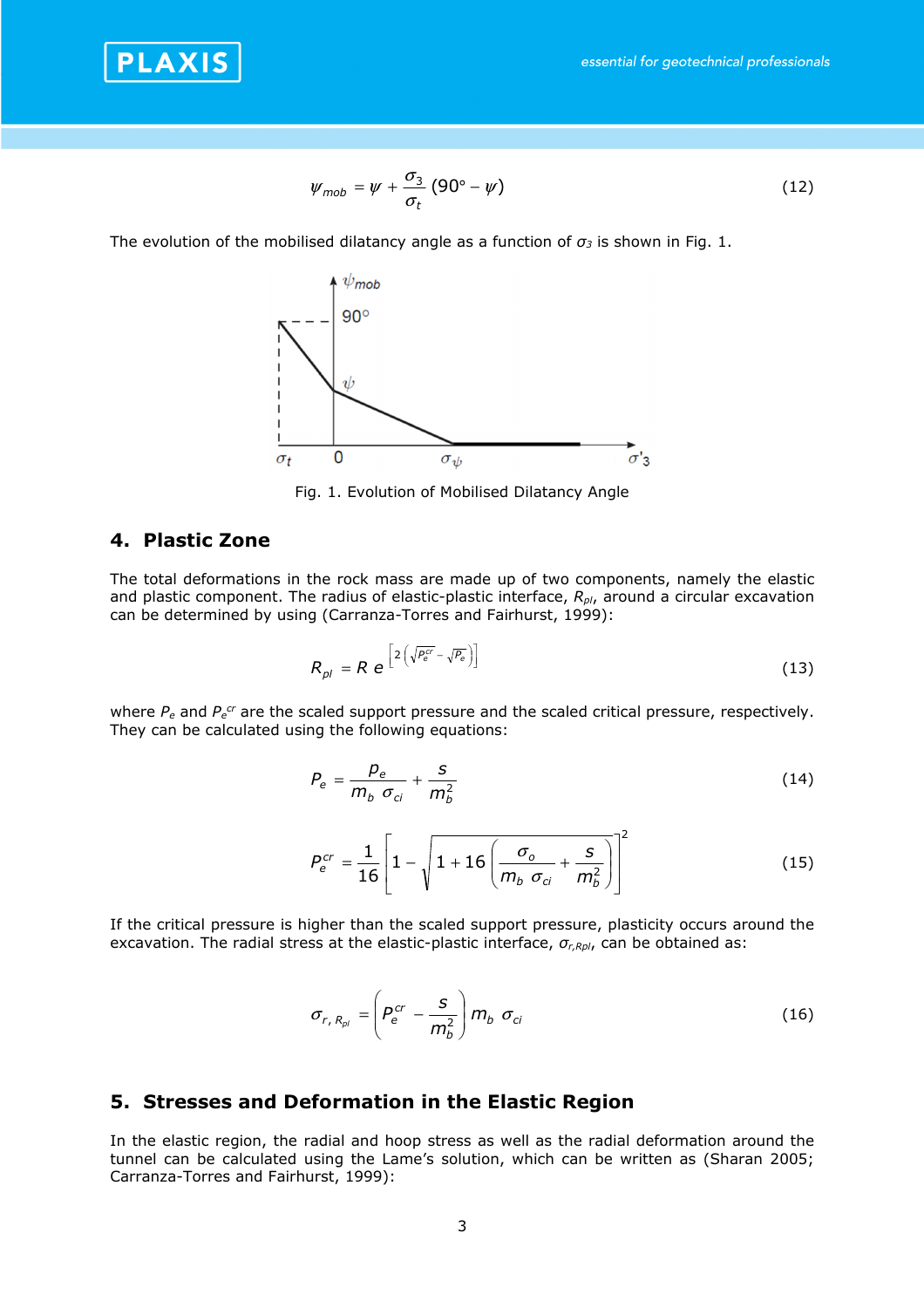$$\psi_{mob} = \psi + \frac{\sigma_3}{\sigma_t}\left(90^\circ - \psi\right) \tag{12}$$

The evolution of the mobilised dilatancy angle as a function of $\sigma_3$ is shown in Fig. 1.

Fig. 1. Evolution of Mobilised Dilatancy Angle

## 4. Plastic Zone

The total deformations in the rock mass are made up of two components, namely the elastic and plastic component. The radius of elastic-plastic interface, $R_{pl}$, around a circular excavation can be determined by using (Carranza-Torres and Fairhurst, 1999):

$$R_{pl} = R\, e^{\left[2\left(\sqrt{P_e^{cr}} - \sqrt{P_e}\right)\right]} \tag{13}$$

where $P_e$ and $P_e^{cr}$ are the scaled support pressure and the scaled critical pressure, respectively. They can be calculated using the following equations:

$$P_e = \frac{p_e}{m_b\ \sigma_{ci}} + \frac{s}{m_b^2} \tag{14}$$

$$P_e^{cr} = \frac{1}{16}\left[1 - \sqrt{1 + 16\left(\frac{\sigma_o}{m_b\ \sigma_{ci}} + \frac{s}{m_b^2}\right)}\right]^2 \tag{15}$$

If the critical pressure is higher than the scaled support pressure, plasticity occurs around the excavation. The radial stress at the elastic-plastic interface, $\sigma_{r,Rpl}$, can be obtained as:

$$\sigma_{r,\,R_{pl}} = \left(P_e^{cr} - \frac{s}{m_b^2}\right) m_b\ \sigma_{ci} \tag{16}$$

## 5. Stresses and Deformation in the Elastic Region

In the elastic region, the radial and hoop stress as well as the radial deformation around the tunnel can be calculated using the Lame's solution, which can be written as (Sharan 2005; Carranza-Torres and Fairhurst, 1999):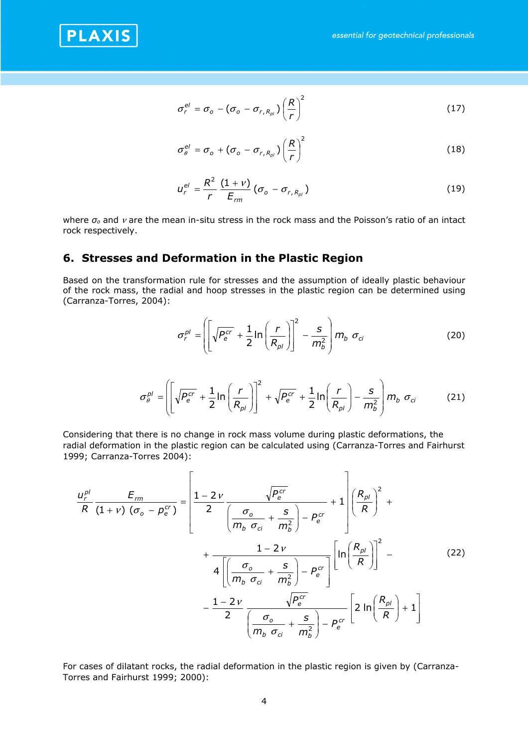$$\sigma_r^{el} = \sigma_o - (\sigma_o - \sigma_{r,R_{pl}}) \left(\frac{R}{r}\right)^2 \tag{17}$$

$$\sigma_\theta^{el} = \sigma_o + (\sigma_o - \sigma_{r,R_{pl}}) \left(\frac{R}{r}\right)^2 \tag{18}$$

$$u_r^{el} = \frac{R^2}{r} \frac{(1+\nu)}{E_{rm}} (\sigma_o - \sigma_{r,R_{pl}}) \tag{19}$$

where $\sigma_o$ and $\nu$ are the mean in-situ stress in the rock mass and the Poisson's ratio of an intact rock respectively.

## 6. Stresses and Deformation in the Plastic Region

Based on the transformation rule for stresses and the assumption of ideally plastic behaviour of the rock mass, the radial and hoop stresses in the plastic region can be determined using (Carranza-Torres, 2004):

$$\sigma_r^{pl} = \left( \left[ \sqrt{P_e^{cr}} + \frac{1}{2} \ln\left(\frac{r}{R_{pl}}\right) \right]^2 - \frac{s}{m_b^2} \right) m_b \; \sigma_{ci} \tag{20}$$

$$\sigma_\theta^{pl} = \left( \left[ \sqrt{P_e^{cr}} + \frac{1}{2} \ln\left(\frac{r}{R_{pl}}\right) \right]^2 + \sqrt{P_e^{cr}} + \frac{1}{2} \ln\left(\frac{r}{R_{pl}}\right) - \frac{s}{m_b^2} \right) m_b \; \sigma_{ci} \tag{21}$$

Considering that there is no change in rock mass volume during plastic deformations, the radial deformation in the plastic region can be calculated using (Carranza-Torres and Fairhurst 1999; Carranza-Torres 2004):

$$\begin{aligned}
\frac{u_r^{pl}}{R} \frac{E_{rm}}{(1+\nu)\;(\sigma_o - p_e^{cr})} = & \left[ \frac{1-2\nu}{2} \frac{\sqrt{P_e^{cr}}}{\left(\frac{\sigma_o}{m_b \; \sigma_{ci}} + \frac{s}{m_b^2}\right) - P_e^{cr}} + 1 \right] \left(\frac{R_{pl}}{R}\right)^2 + \\
& + \frac{1-2\nu}{4\left[\left(\frac{\sigma_o}{m_b \; \sigma_{ci}} + \frac{s}{m_b^2}\right) - P_e^{cr}\right]} \left[ \ln\left(\frac{R_{pl}}{R}\right) \right]^2 - \\
& - \frac{1-2\nu}{2} \frac{\sqrt{P_e^{cr}}}{\left(\frac{\sigma_o}{m_b \; \sigma_{ci}} + \frac{s}{m_b^2}\right) - P_e^{cr}} \left[ 2\ln\left(\frac{R_{pl}}{R}\right) + 1 \right]
\end{aligned} \tag{22}$$

For cases of dilatant rocks, the radial deformation in the plastic region is given by (Carranza-Torres and Fairhurst 1999; 2000):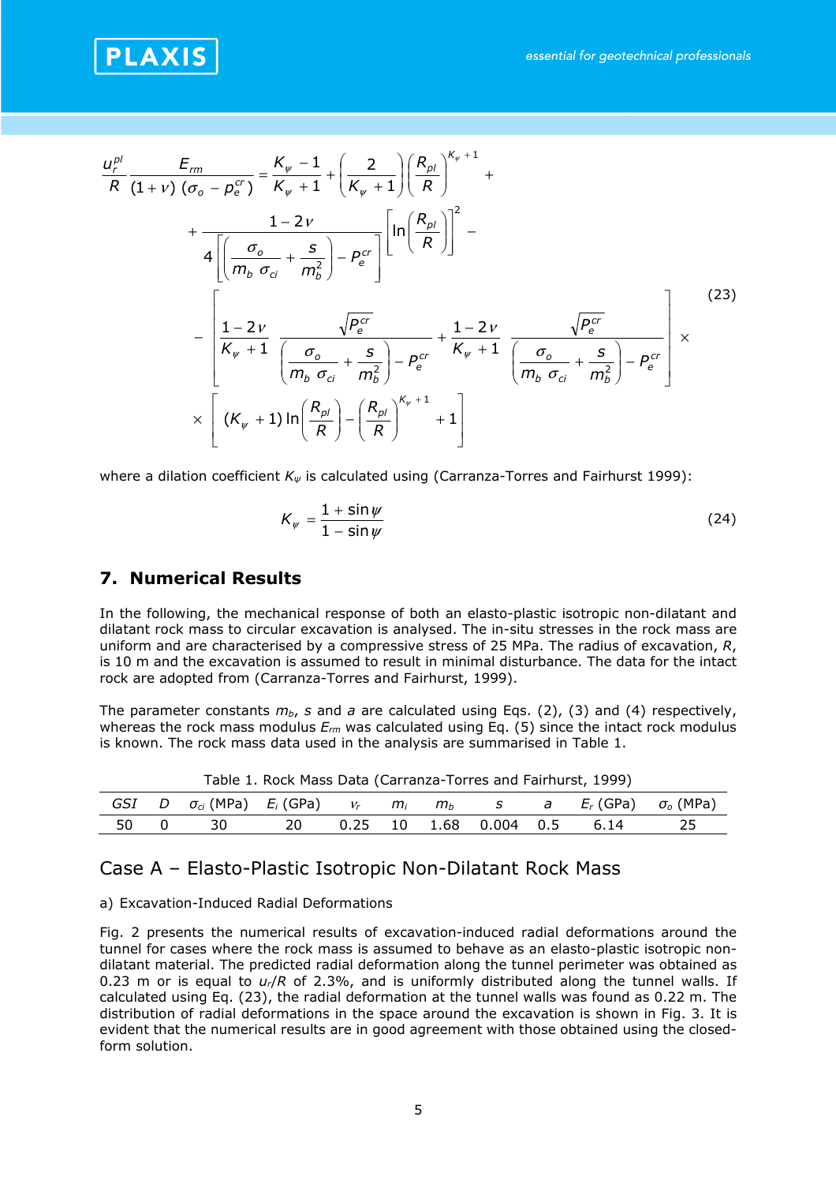$$
\begin{aligned}
\frac{u_r^{pl}}{R}\frac{E_{rm}}{(1+\nu)\,(\sigma_o - p_e^{cr})} &= \frac{K_\psi - 1}{K_\psi + 1} + \left(\frac{2}{K_\psi + 1}\right)\left(\frac{R_{pl}}{R}\right)^{K_\psi + 1} + \\
&+ \frac{1-2\nu}{4\left[\left(\dfrac{\sigma_o}{m_b\,\sigma_{ci}} + \dfrac{s}{m_b^2}\right) - P_e^{cr}\right]}\left[\ln\left(\frac{R_{pl}}{R}\right)\right]^2 - \\
&- \left[\frac{1-2\nu}{K_\psi + 1}\frac{\sqrt{P_e^{cr}}}{\left(\dfrac{\sigma_o}{m_b\,\sigma_{ci}} + \dfrac{s}{m_b^2}\right) - P_e^{cr}} + \frac{1-2\nu}{K_\psi + 1}\frac{\sqrt{P_e^{cr}}}{\left(\dfrac{\sigma_o}{m_b\,\sigma_{ci}} + \dfrac{s}{m_b^2}\right) - P_e^{cr}}\right] \times \\
&\times \left[(K_\psi + 1)\ln\left(\frac{R_{pl}}{R}\right) - \left(\frac{R_{pl}}{R}\right)^{K_\psi + 1} + 1\right]
\end{aligned}
\tag{23}
$$

where a dilation coefficient $K_\psi$ is calculated using (Carranza-Torres and Fairhurst 1999):

$$
K_\psi = \frac{1+\sin\psi}{1-\sin\psi} \tag{24}
$$

## 7. Numerical Results

In the following, the mechanical response of both an elasto-plastic isotropic non-dilatant and dilatant rock mass to circular excavation is analysed. The in-situ stresses in the rock mass are uniform and are characterised by a compressive stress of 25 MPa. The radius of excavation, $R$, is 10 m and the excavation is assumed to result in minimal disturbance. The data for the intact rock are adopted from (Carranza-Torres and Fairhurst, 1999).

The parameter constants $m_b$, $s$ and $a$ are calculated using Eqs. (2), (3) and (4) respectively, whereas the rock mass modulus $E_{rm}$ was calculated using Eq. (5) since the intact rock modulus is known. The rock mass data used in the analysis are summarised in Table 1.

Table 1. Rock Mass Data (Carranza-Torres and Fairhurst, 1999)

| $GSI$ | $D$ | $\sigma_{ci}$ (MPa) | $E_i$ (GPa) | $\nu_r$ | $m_i$ | $m_b$ | $s$ | $a$ | $E_r$ (GPa) | $\sigma_o$ (MPa) |
|---|---|---|---|---|---|---|---|---|---|---|
| 50 | 0 | 30 | 20 | 0.25 | 10 | 1.68 | 0.004 | 0.5 | 6.14 | 25 |

## Case A – Elasto-Plastic Isotropic Non-Dilatant Rock Mass

a) Excavation-Induced Radial Deformations

Fig. 2 presents the numerical results of excavation-induced radial deformations around the tunnel for cases where the rock mass is assumed to behave as an elasto-plastic isotropic non-dilatant material. The predicted radial deformation along the tunnel perimeter was obtained as 0.23 m or is equal to $u_r/R$ of 2.3%, and is uniformly distributed along the tunnel walls. If calculated using Eq. (23), the radial deformation at the tunnel walls was found as 0.22 m. The distribution of radial deformations in the space around the excavation is shown in Fig. 3. It is evident that the numerical results are in good agreement with those obtained using the closed-form solution.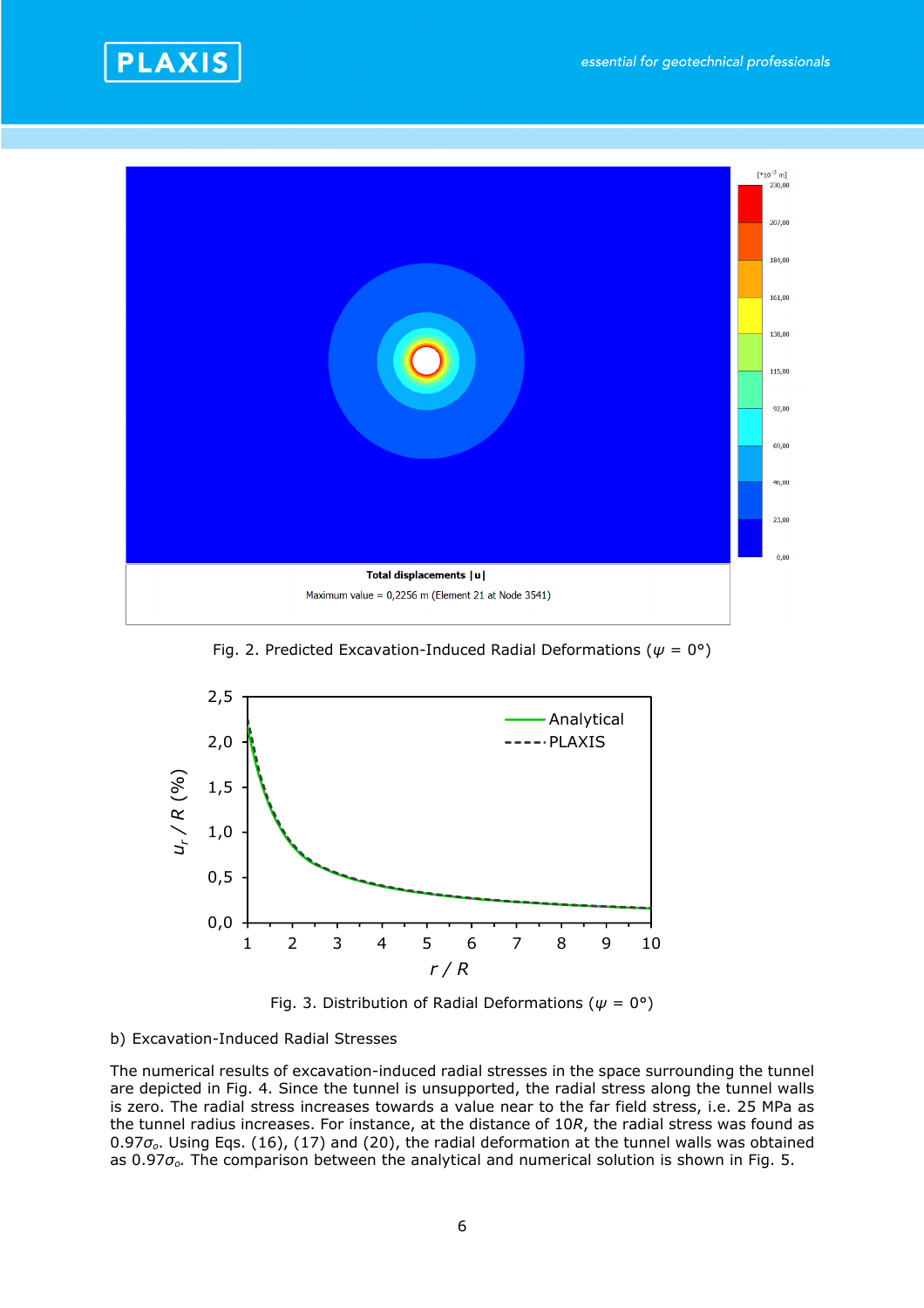Fig. 2. Predicted Excavation-Induced Radial Deformations ($\psi$ = 0°)

Fig. 3. Distribution of Radial Deformations ($\psi$ = 0°)

b) Excavation-Induced Radial Stresses

The numerical results of excavation-induced radial stresses in the space surrounding the tunnel are depicted in Fig. 4. Since the tunnel is unsupported, the radial stress along the tunnel walls is zero. The radial stress increases towards a value near to the far field stress, i.e. 25 MPa as the tunnel radius increases. For instance, at the distance of 10$R$, the radial stress was found as 0.97$\sigma_o$. Using Eqs. (16), (17) and (20), the radial deformation at the tunnel walls was obtained as 0.97$\sigma_o$. The comparison between the analytical and numerical solution is shown in Fig. 5.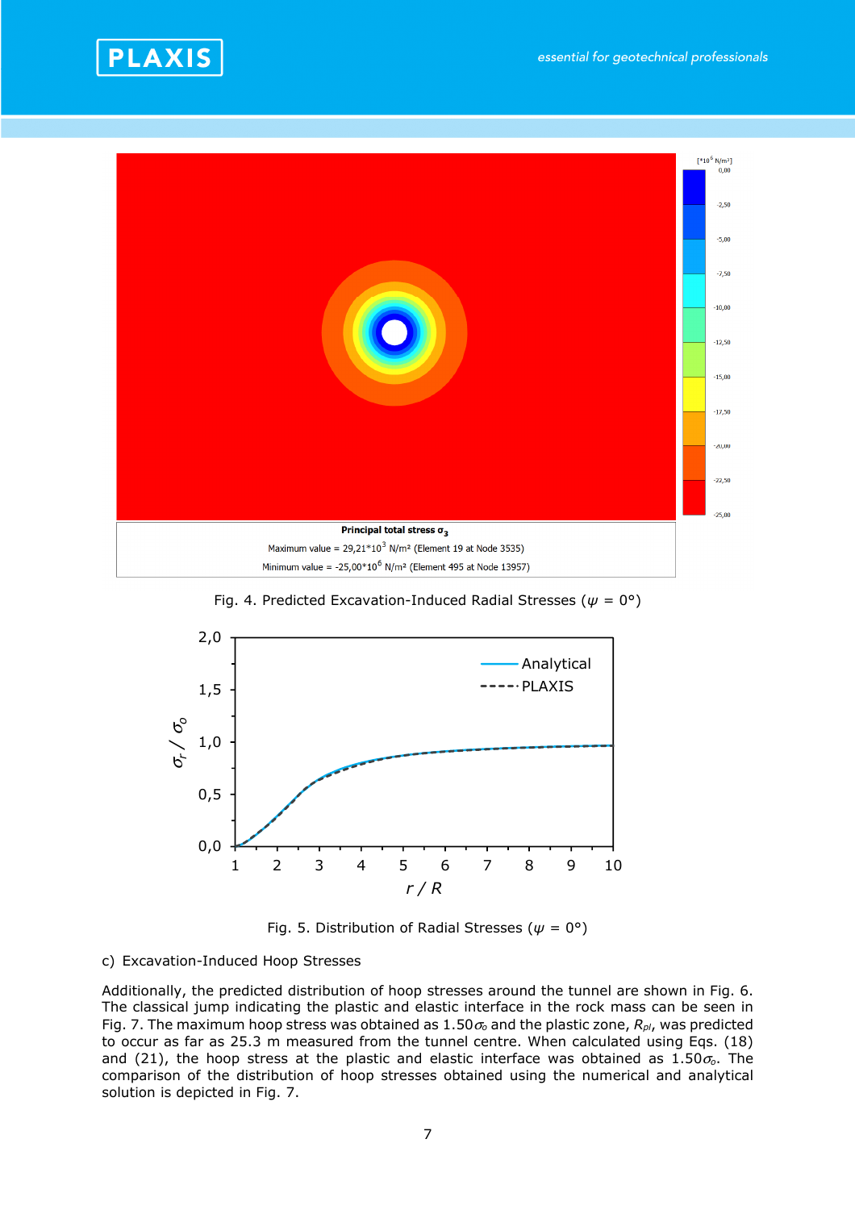Fig. 4. Predicted Excavation-Induced Radial Stresses ($\psi$ = 0°)

Fig. 5. Distribution of Radial Stresses ($\psi$ = 0°)

c) Excavation-Induced Hoop Stresses

Additionally, the predicted distribution of hoop stresses around the tunnel are shown in Fig. 6. The classical jump indicating the plastic and elastic interface in the rock mass can be seen in Fig. 7. The maximum hoop stress was obtained as $1.50\sigma_o$ and the plastic zone, $R_{pl}$, was predicted to occur as far as 25.3 m measured from the tunnel centre. When calculated using Eqs. (18) and (21), the hoop stress at the plastic and elastic interface was obtained as $1.50\sigma_o$. The comparison of the distribution of hoop stresses obtained using the numerical and analytical solution is depicted in Fig. 7.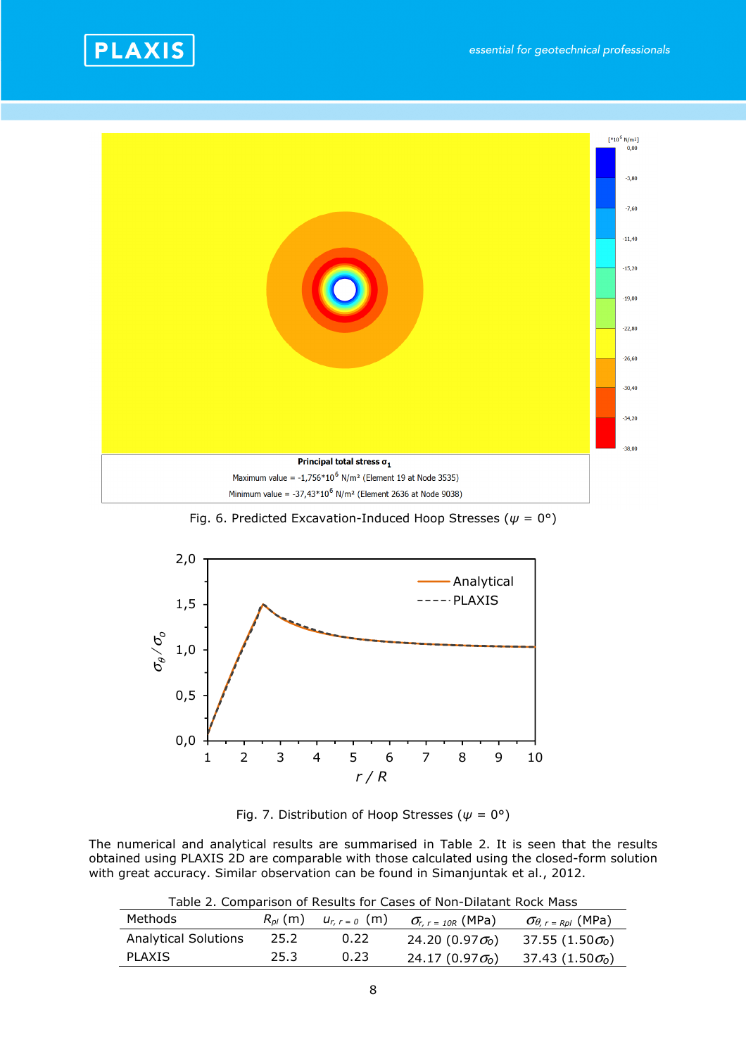Principal total stress $\sigma_1$

Maximum value = -1,756*10^6 N/m² (Element 19 at Node 3535)

Minimum value = -37,43*10^6 N/m² (Element 2636 at Node 9038)

Fig. 6. Predicted Excavation-Induced Hoop Stresses ($\psi$ = 0°)

Fig. 7. Distribution of Hoop Stresses ($\psi$ = 0°)

The numerical and analytical results are summarised in Table 2. It is seen that the results obtained using PLAXIS 2D are comparable with those calculated using the closed-form solution with great accuracy. Similar observation can be found in Simanjuntak et al., 2012.

Table 2. Comparison of Results for Cases of Non-Dilatant Rock Mass

| Methods | $R_{pl}$ (m) | $u_{r,\,r=0}$ (m) | $\sigma_{r,\,r=10R}$ (MPa) | $\sigma_{\theta,\,r=Rpl}$ (MPa) |
|---|---|---|---|---|
| Analytical Solutions | 25.2 | 0.22 | 24.20 (0.97$\sigma_o$) | 37.55 (1.50$\sigma_o$) |
| PLAXIS | 25.3 | 0.23 | 24.17 (0.97$\sigma_o$) | 37.43 (1.50$\sigma_o$) |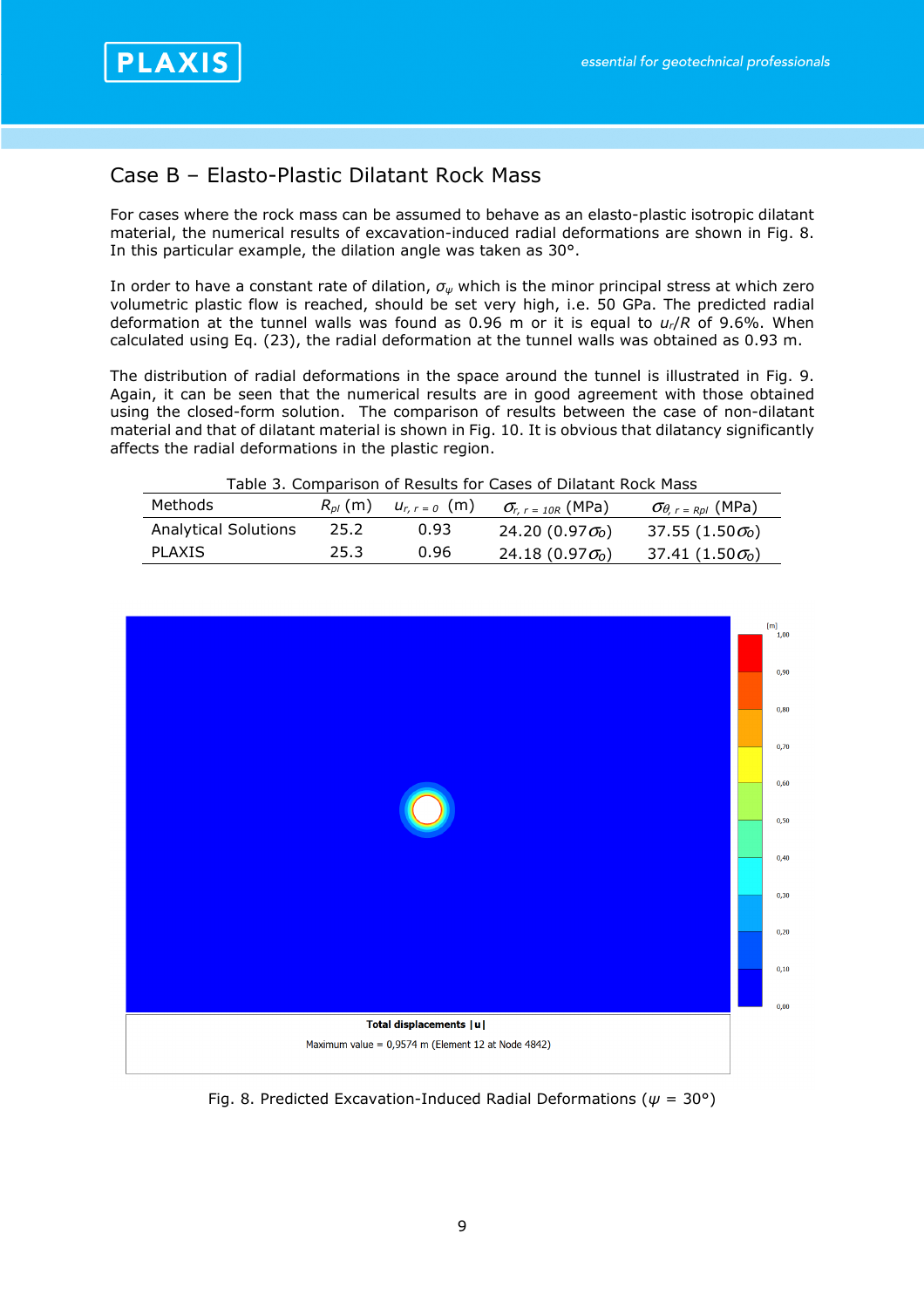## Case B – Elasto-Plastic Dilatant Rock Mass

For cases where the rock mass can be assumed to behave as an elasto-plastic isotropic dilatant material, the numerical results of excavation-induced radial deformations are shown in Fig. 8. In this particular example, the dilation angle was taken as 30°.

In order to have a constant rate of dilation, $\sigma_\psi$ which is the minor principal stress at which zero volumetric plastic flow is reached, should be set very high, i.e. 50 GPa. The predicted radial deformation at the tunnel walls was found as 0.96 m or it is equal to $u_r/R$ of 9.6%. When calculated using Eq. (23), the radial deformation at the tunnel walls was obtained as 0.93 m.

The distribution of radial deformations in the space around the tunnel is illustrated in Fig. 9. Again, it can be seen that the numerical results are in good agreement with those obtained using the closed-form solution. The comparison of results between the case of non-dilatant material and that of dilatant material is shown in Fig. 10. It is obvious that dilatancy significantly affects the radial deformations in the plastic region.

Table 3. Comparison of Results for Cases of Dilatant Rock Mass

| Methods | $R_{pl}$ (m) | $u_{r,\,r=0}$ (m) | $\sigma_{r,\,r=10R}$ (MPa) | $\sigma_{\theta,\,r=Rpl}$ (MPa) |
|---|---|---|---|---|
| Analytical Solutions | 25.2 | 0.93 | 24.20 ($0.97\sigma_o$) | 37.55 ($1.50\sigma_o$) |
| PLAXIS | 25.3 | 0.96 | 24.18 ($0.97\sigma_o$) | 37.41 ($1.50\sigma_o$) |

Fig. 8. Predicted Excavation-Induced Radial Deformations ($\psi$ = 30°)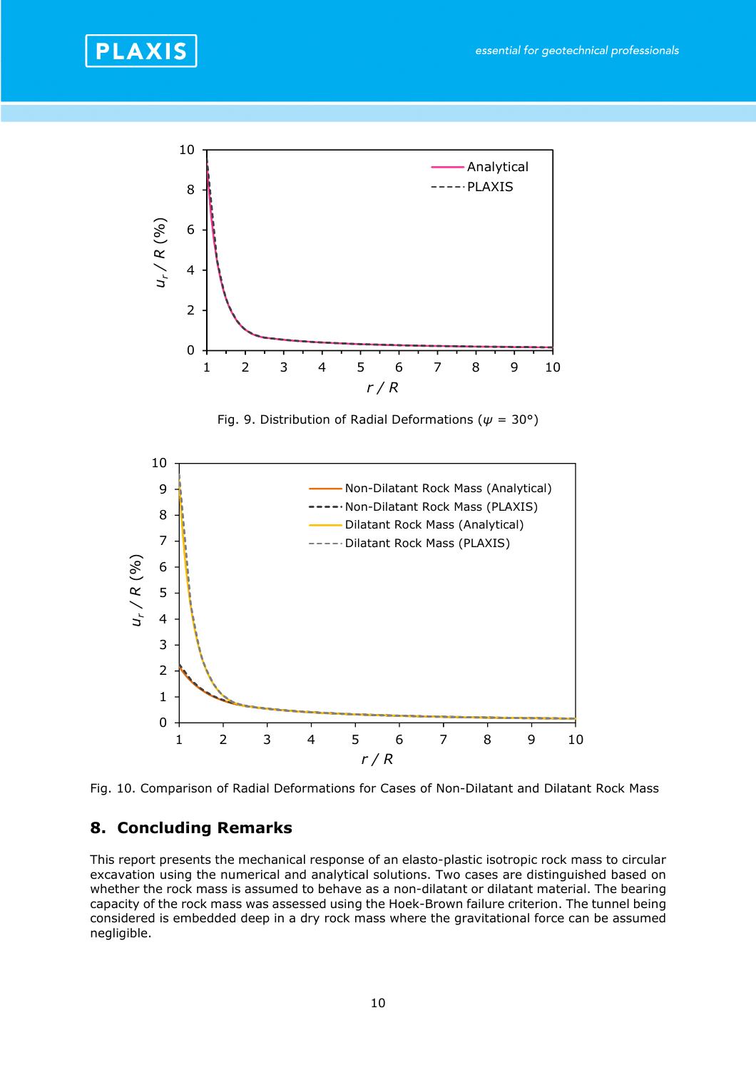Fig. 9. Distribution of Radial Deformations ($\psi$ = 30°)

Fig. 10. Comparison of Radial Deformations for Cases of Non-Dilatant and Dilatant Rock Mass

## 8. Concluding Remarks

This report presents the mechanical response of an elasto-plastic isotropic rock mass to circular excavation using the numerical and analytical solutions. Two cases are distinguished based on whether the rock mass is assumed to behave as a non-dilatant or dilatant material. The bearing capacity of the rock mass was assessed using the Hoek-Brown failure criterion. The tunnel being considered is embedded deep in a dry rock mass where the gravitational force can be assumed negligible.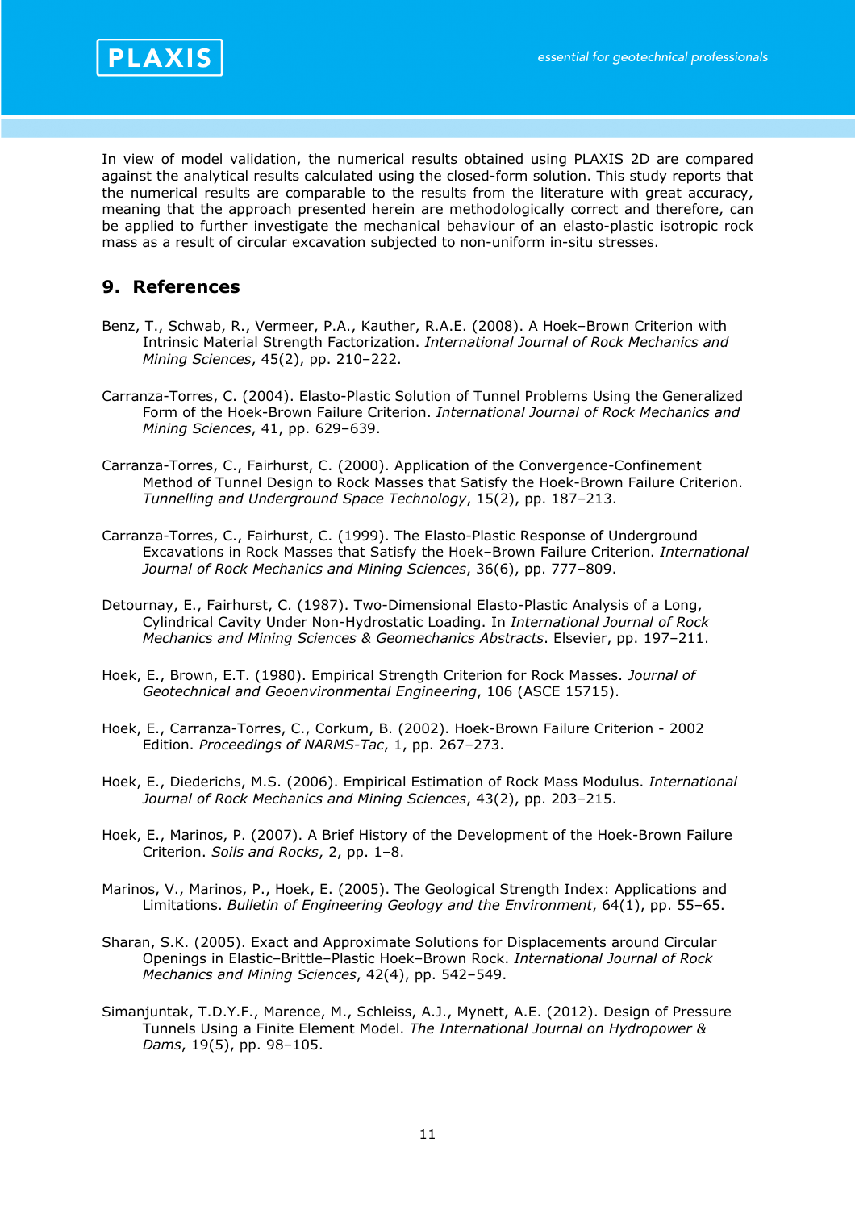In view of model validation, the numerical results obtained using PLAXIS 2D are compared against the analytical results calculated using the closed-form solution. This study reports that the numerical results are comparable to the results from the literature with great accuracy, meaning that the approach presented herein are methodologically correct and therefore, can be applied to further investigate the mechanical behaviour of an elasto-plastic isotropic rock mass as a result of circular excavation subjected to non-uniform in-situ stresses.

## 9. References

Benz, T., Schwab, R., Vermeer, P.A., Kauther, R.A.E. (2008). A Hoek–Brown Criterion with Intrinsic Material Strength Factorization. *International Journal of Rock Mechanics and Mining Sciences*, 45(2), pp. 210–222.

Carranza-Torres, C. (2004). Elasto-Plastic Solution of Tunnel Problems Using the Generalized Form of the Hoek-Brown Failure Criterion. *International Journal of Rock Mechanics and Mining Sciences*, 41, pp. 629–639.

Carranza-Torres, C., Fairhurst, C. (2000). Application of the Convergence-Confinement Method of Tunnel Design to Rock Masses that Satisfy the Hoek-Brown Failure Criterion. *Tunnelling and Underground Space Technology*, 15(2), pp. 187–213.

Carranza-Torres, C., Fairhurst, C. (1999). The Elasto-Plastic Response of Underground Excavations in Rock Masses that Satisfy the Hoek–Brown Failure Criterion. *International Journal of Rock Mechanics and Mining Sciences*, 36(6), pp. 777–809.

Detournay, E., Fairhurst, C. (1987). Two-Dimensional Elasto-Plastic Analysis of a Long, Cylindrical Cavity Under Non-Hydrostatic Loading. In *International Journal of Rock Mechanics and Mining Sciences & Geomechanics Abstracts*. Elsevier, pp. 197–211.

Hoek, E., Brown, E.T. (1980). Empirical Strength Criterion for Rock Masses. *Journal of Geotechnical and Geoenvironmental Engineering*, 106 (ASCE 15715).

Hoek, E., Carranza-Torres, C., Corkum, B. (2002). Hoek-Brown Failure Criterion - 2002 Edition. *Proceedings of NARMS-Tac*, 1, pp. 267–273.

Hoek, E., Diederichs, M.S. (2006). Empirical Estimation of Rock Mass Modulus. *International Journal of Rock Mechanics and Mining Sciences*, 43(2), pp. 203–215.

Hoek, E., Marinos, P. (2007). A Brief History of the Development of the Hoek-Brown Failure Criterion. *Soils and Rocks*, 2, pp. 1–8.

Marinos, V., Marinos, P., Hoek, E. (2005). The Geological Strength Index: Applications and Limitations. *Bulletin of Engineering Geology and the Environment*, 64(1), pp. 55–65.

Sharan, S.K. (2005). Exact and Approximate Solutions for Displacements around Circular Openings in Elastic–Brittle–Plastic Hoek–Brown Rock. *International Journal of Rock Mechanics and Mining Sciences*, 42(4), pp. 542–549.

Simanjuntak, T.D.Y.F., Marence, M., Schleiss, A.J., Mynett, A.E. (2012). Design of Pressure Tunnels Using a Finite Element Model. *The International Journal on Hydropower & Dams*, 19(5), pp. 98–105.